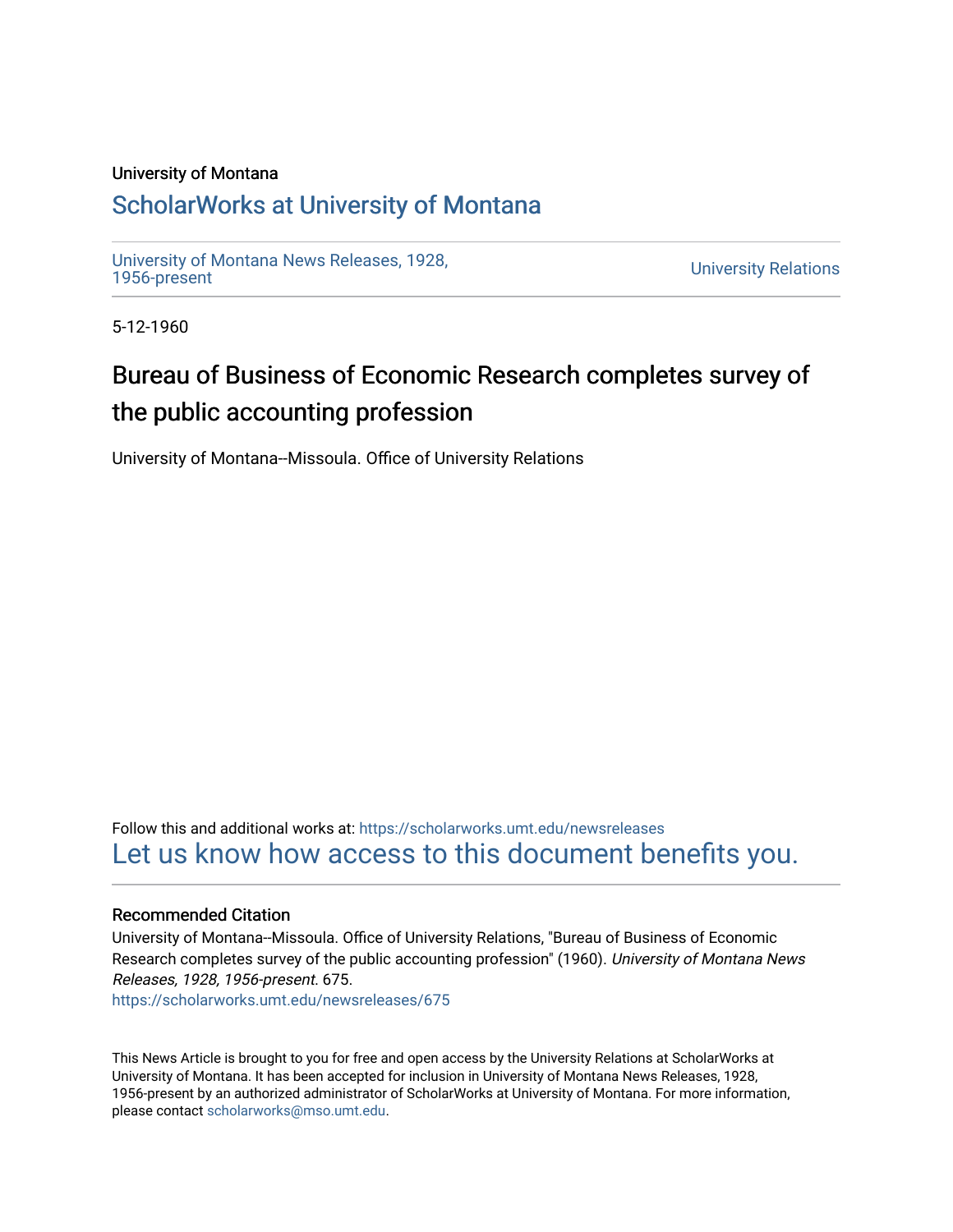University of Montana

# ScholarWorks at University of Montana

University of Montana News Releases, 1928, 1956-present

University Relations

5-12-1960

# Bureau of Business of Economic Research completes survey of the public accounting profession

University of Montana--Missoula. Office of University Relations

Follow this and additional works at: https://scholarworks.umt.edu/newsreleases

Let us know how access to this document benefits you.

## Recommended Citation

University of Montana--Missoula. Office of University Relations, "Bureau of Business of Economic Research completes survey of the public accounting profession" (1960). *University of Montana News Releases, 1928, 1956-present*. 675.
https://scholarworks.umt.edu/newsreleases/675

This News Article is brought to you for free and open access by the University Relations at ScholarWorks at University of Montana. It has been accepted for inclusion in University of Montana News Releases, 1928, 1956-present by an authorized administrator of ScholarWorks at University of Montana. For more information, please contact scholarworks@mso.umt.edu.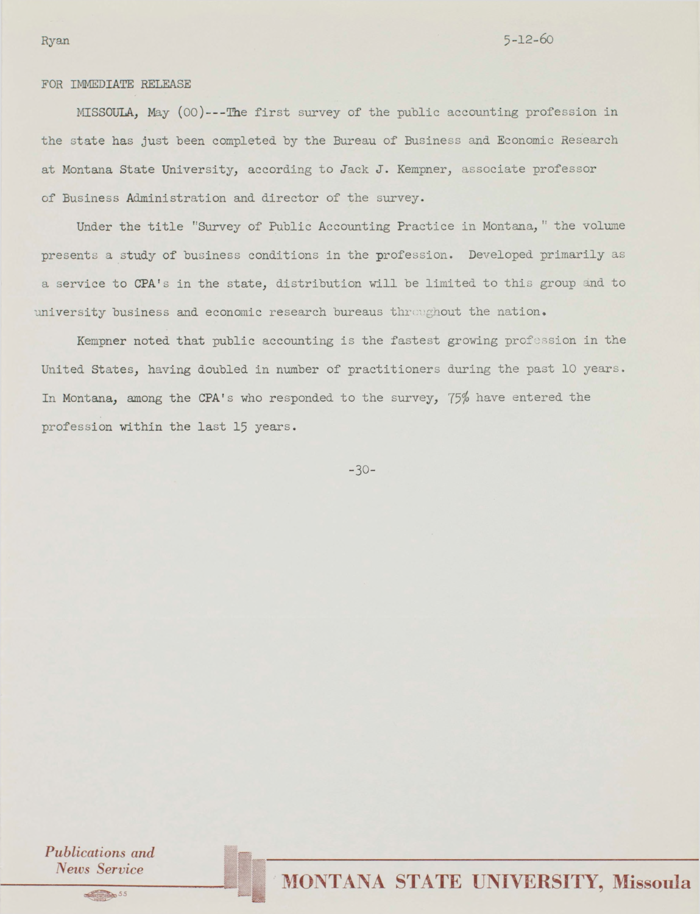Ryan 5-12-60

FOR IMMEDIATE RELEASE

MISSOULA, May (00)---The first survey of the public accounting profession in the state has just been completed by the Bureau of Business and Economic Research at Montana State University, according to Jack J. Kempner, associate professor of Business Administration and director of the survey.

Under the title "Survey of Public Accounting Practice in Montana," the volume presents a study of business conditions in the profession. Developed primarily as a service to CPA's in the state, distribution will be limited to this group and to university business and economic research bureaus throughout the nation.

Kempner noted that public accounting is the fastest growing profession in the United States, having doubled in number of practitioners during the past 10 years. In Montana, among the CPA's who responded to the survey, 75% have entered the profession within the last 15 years.

-30-

*Publications and News Service*

**MONTANA STATE UNIVERSITY, Missoula**